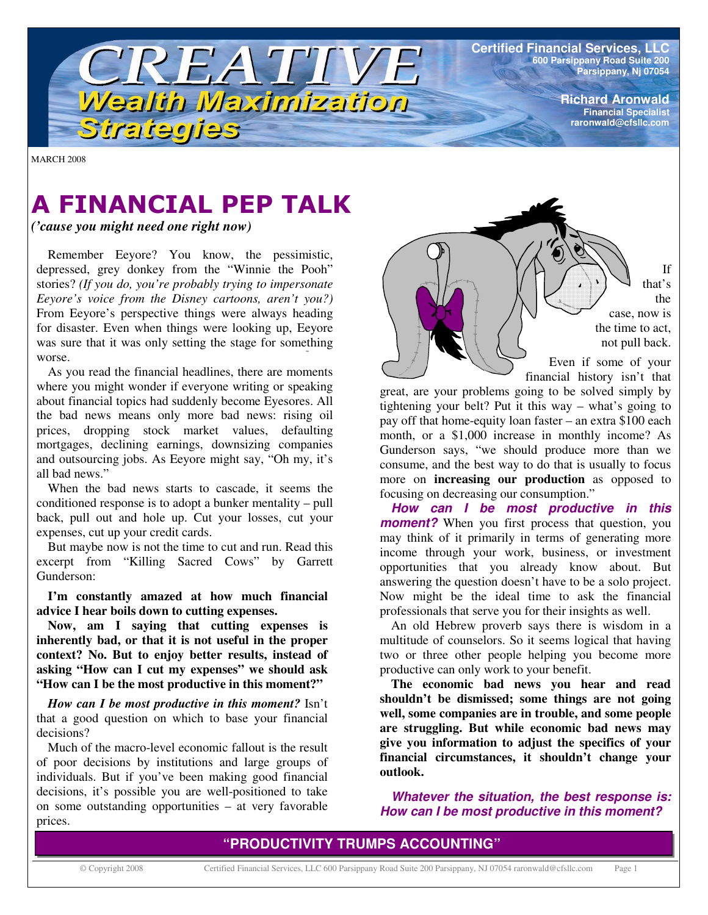# CREATIVE Wealth Maximization Strategies

**Certified Financial Services, LLC**
600 Parsippany Road Suite 200
Parsippany, Nj 07054

**Richard Aronwald**
Financial Specialist
raronwald@cfsllc.com

MARCH 2008

# A FINANCIAL PEP TALK

***('cause you might need one right now)***

Remember Eeyore? You know, the pessimistic, depressed, grey donkey from the "Winnie the Pooh" stories? *(If you do, you're probably trying to impersonate Eeyore's voice from the Disney cartoons, aren't you?)* From Eeyore's perspective things were always heading for disaster. Even when things were looking up, Eeyore was sure that it was only setting the stage for something worse.

As you read the financial headlines, there are moments where you might wonder if everyone writing or speaking about financial topics had suddenly become Eyesores. All the bad news means only more bad news: rising oil prices, dropping stock market values, defaulting mortgages, declining earnings, downsizing companies and outsourcing jobs. As Eeyore might say, "Oh my, it's all bad news."

When the bad news starts to cascade, it seems the conditioned response is to adopt a bunker mentality – pull back, pull out and hole up. Cut your losses, cut your expenses, cut up your credit cards.

But maybe now is not the time to cut and run. Read this excerpt from "Killing Sacred Cows" by Garrett Gunderson:

**I'm constantly amazed at how much financial advice I hear boils down to cutting expenses.**

**Now, am I saying that cutting expenses is inherently bad, or that it is not useful in the proper context? No. But to enjoy better results, instead of asking "How can I cut my expenses" we should ask "How can I be the most productive in this moment?"**

***How can I be most productive in this moment?*** Isn't that a good question on which to base your financial decisions?

Much of the macro-level economic fallout is the result of poor decisions by institutions and large groups of individuals. But if you've been making good financial decisions, it's possible you are well-positioned to take on some outstanding opportunities – at very favorable prices.

If that's the case, now is the time to act, not pull back.

Even if some of your financial history isn't that great, are your problems going to be solved simply by tightening your belt? Put it this way – what's going to pay off that home-equity loan faster – an extra $100 each month, or a $1,000 increase in monthly income? As Gunderson says, "we should produce more than we consume, and the best way to do that is usually to focus more on **increasing our production** as opposed to focusing on decreasing our consumption."

***How can I be most productive in this moment?*** When you first process that question, you may think of it primarily in terms of generating more income through your work, business, or investment opportunities that you already know about. But answering the question doesn't have to be a solo project. Now might be the ideal time to ask the financial professionals that serve you for their insights as well.

An old Hebrew proverb says there is wisdom in a multitude of counselors. So it seems logical that having two or three other people helping you become more productive can only work to your benefit.

**The economic bad news you hear and read shouldn't be dismissed; some things are not going well, some companies are in trouble, and some people are struggling. But while economic bad news may give you information to adjust the specifics of your financial circumstances, it shouldn't change your outlook.**

***Whatever the situation, the best response is: How can I be most productive in this moment?***

**"PRODUCTIVITY TRUMPS ACCOUNTING"**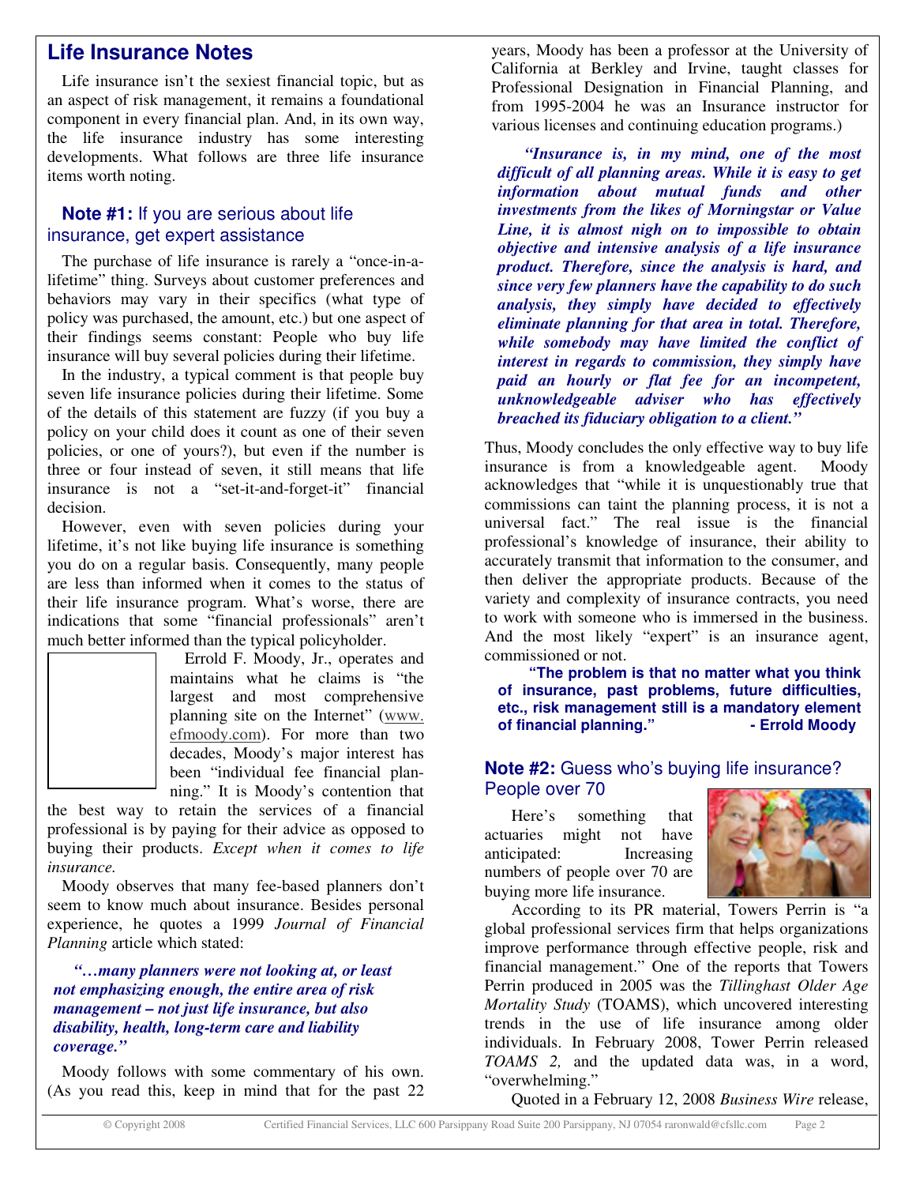## Life Insurance Notes

Life insurance isn't the sexiest financial topic, but as an aspect of risk management, it remains a foundational component in every financial plan. And, in its own way, the life insurance industry has some interesting developments. What follows are three life insurance items worth noting.

### **Note #1:** If you are serious about life insurance, get expert assistance

The purchase of life insurance is rarely a "once-in-a-lifetime" thing. Surveys about customer preferences and behaviors may vary in their specifics (what type of policy was purchased, the amount, etc.) but one aspect of their findings seems constant: People who buy life insurance will buy several policies during their lifetime.

In the industry, a typical comment is that people buy seven life insurance policies during their lifetime. Some of the details of this statement are fuzzy (if you buy a policy on your child does it count as one of their seven policies, or one of yours?), but even if the number is three or four instead of seven, it still means that life insurance is not a "set-it-and-forget-it" financial decision.

However, even with seven policies during your lifetime, it's not like buying life insurance is something you do on a regular basis. Consequently, many people are less than informed when it comes to the status of their life insurance program. What's worse, there are indications that some "financial professionals" aren't much better informed than the typical policyholder.

Errold F. Moody, Jr., operates and maintains what he claims is "the largest and most comprehensive planning site on the Internet" (www.efmoody.com). For more than two decades, Moody's major interest has been "individual fee financial planning." It is Moody's contention that the best way to retain the services of a financial professional is by paying for their advice as opposed to buying their products. *Except when it comes to life insurance.*

Moody observes that many fee-based planners don't seem to know much about insurance. Besides personal experience, he quotes a 1999 *Journal of Financial Planning* article which stated:

> ***"…many planners were not looking at, or least not emphasizing enough, the entire area of risk management – not just life insurance, but also disability, health, long-term care and liability coverage."***

Moody follows with some commentary of his own. (As you read this, keep in mind that for the past 22 years, Moody has been a professor at the University of California at Berkley and Irvine, taught classes for Professional Designation in Financial Planning, and from 1995-2004 he was an Insurance instructor for various licenses and continuing education programs.)

> ***"Insurance is, in my mind, one of the most difficult of all planning areas. While it is easy to get information about mutual funds and other investments from the likes of Morningstar or Value Line, it is almost nigh on to impossible to obtain objective and intensive analysis of a life insurance product. Therefore, since the analysis is hard, and since very few planners have the capability to do such analysis, they simply have decided to effectively eliminate planning for that area in total. Therefore, while somebody may have limited the conflict of interest in regards to commission, they simply have paid an hourly or flat fee for an incompetent, unknowledgeable adviser who has effectively breached its fiduciary obligation to a client."***

Thus, Moody concludes the only effective way to buy life insurance is from a knowledgeable agent. Moody acknowledges that "while it is unquestionably true that commissions can taint the planning process, it is not a universal fact." The real issue is the financial professional's knowledge of insurance, their ability to accurately transmit that information to the consumer, and then deliver the appropriate products. Because of the variety and complexity of insurance contracts, you need to work with someone who is immersed in the business. And the most likely "expert" is an insurance agent, commissioned or not.

> **"The problem is that no matter what you think of insurance, past problems, future difficulties, etc., risk management still is a mandatory element of financial planning." - Errold Moody**

### **Note #2:** Guess who's buying life insurance? People over 70

Here's something that actuaries might not have anticipated: Increasing numbers of people over 70 are buying more life insurance.

According to its PR material, Towers Perrin is "a global professional services firm that helps organizations improve performance through effective people, risk and financial management." One of the reports that Towers Perrin produced in 2005 was the *Tillinghast Older Age Mortality Study* (TOAMS), which uncovered interesting trends in the use of life insurance among older individuals. In February 2008, Tower Perrin released *TOAMS 2,* and the updated data was, in a word, "overwhelming."

Quoted in a February 12, 2008 *Business Wire* release,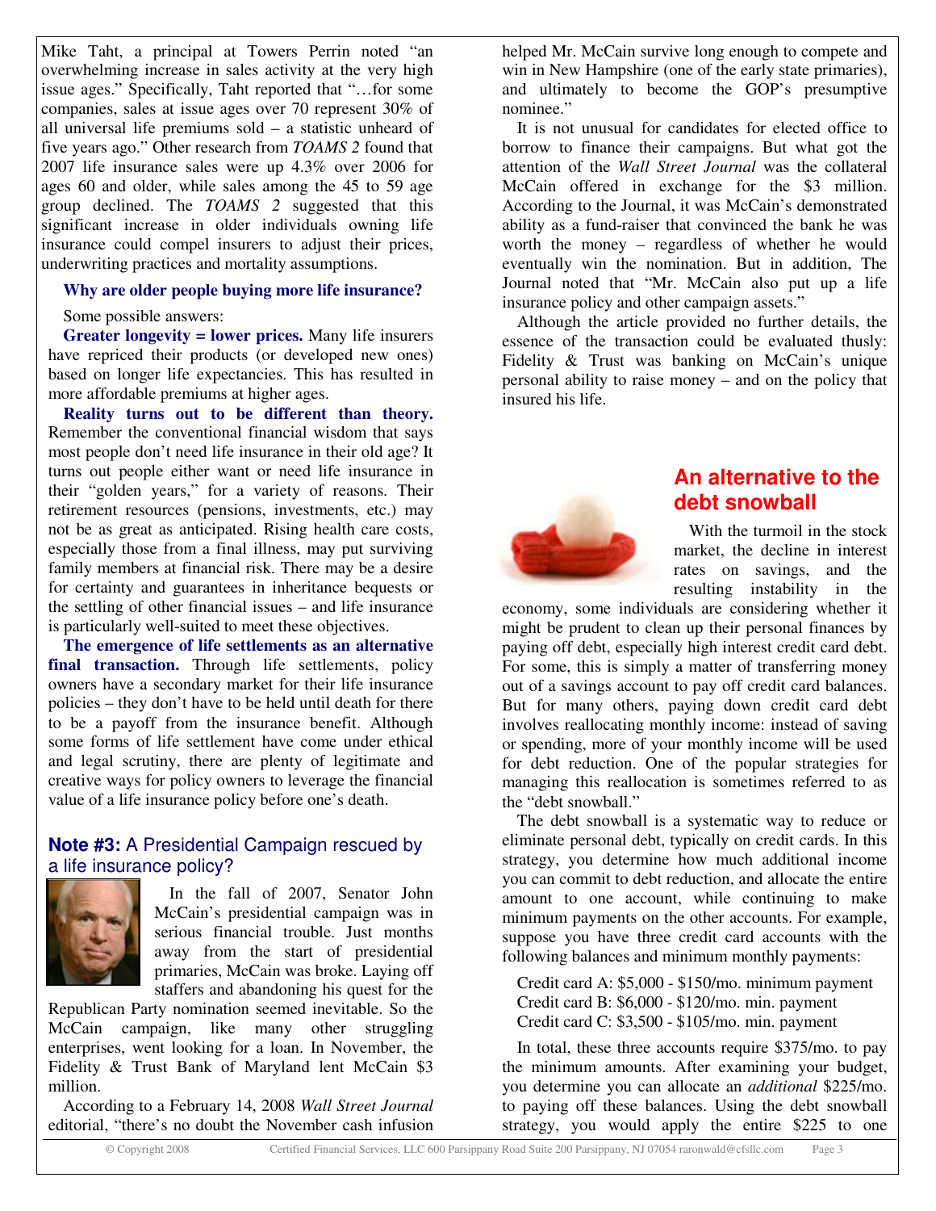Mike Taht, a principal at Towers Perrin noted "an overwhelming increase in sales activity at the very high issue ages." Specifically, Taht reported that "…for some companies, sales at issue ages over 70 represent 30% of all universal life premiums sold – a statistic unheard of five years ago." Other research from *TOAMS 2* found that 2007 life insurance sales were up 4.3% over 2006 for ages 60 and older, while sales among the 45 to 59 age group declined. The *TOAMS 2* suggested that this significant increase in older individuals owning life insurance could compel insurers to adjust their prices, underwriting practices and mortality assumptions.

### Why are older people buying more life insurance?

Some possible answers:

**Greater longevity = lower prices.** Many life insurers have repriced their products (or developed new ones) based on longer life expectancies. This has resulted in more affordable premiums at higher ages.

**Reality turns out to be different than theory.** Remember the conventional financial wisdom that says most people don't need life insurance in their old age? It turns out people either want or need life insurance in their "golden years," for a variety of reasons. Their retirement resources (pensions, investments, etc.) may not be as great as anticipated. Rising health care costs, especially those from a final illness, may put surviving family members at financial risk. There may be a desire for certainty and guarantees in inheritance bequests or the settling of other financial issues – and life insurance is particularly well-suited to meet these objectives.

**The emergence of life settlements as an alternative final transaction.** Through life settlements, policy owners have a secondary market for their life insurance policies – they don't have to be held until death for there to be a payoff from the insurance benefit. Although some forms of life settlement have come under ethical and legal scrutiny, there are plenty of legitimate and creative ways for policy owners to leverage the financial value of a life insurance policy before one's death.

## **Note #3:** A Presidential Campaign rescued by a life insurance policy?

In the fall of 2007, Senator John McCain's presidential campaign was in serious financial trouble. Just months away from the start of presidential primaries, McCain was broke. Laying off staffers and abandoning his quest for the Republican Party nomination seemed inevitable. So the McCain campaign, like many other struggling enterprises, went looking for a loan. In November, the Fidelity & Trust Bank of Maryland lent McCain $3 million.

According to a February 14, 2008 *Wall Street Journal* editorial, "there's no doubt the November cash infusion helped Mr. McCain survive long enough to compete and win in New Hampshire (one of the early state primaries), and ultimately to become the GOP's presumptive nominee."

It is not unusual for candidates for elected office to borrow to finance their campaigns. But what got the attention of the *Wall Street Journal* was the collateral McCain offered in exchange for the $3 million. According to the Journal, it was McCain's demonstrated ability as a fund-raiser that convinced the bank he was worth the money – regardless of whether he would eventually win the nomination. But in addition, The Journal noted that "Mr. McCain also put up a life insurance policy and other campaign assets."

Although the article provided no further details, the essence of the transaction could be evaluated thusly: Fidelity & Trust was banking on McCain's unique personal ability to raise money – and on the policy that insured his life.

## An alternative to the debt snowball

With the turmoil in the stock market, the decline in interest rates on savings, and the resulting instability in the economy, some individuals are considering whether it might be prudent to clean up their personal finances by paying off debt, especially high interest credit card debt. For some, this is simply a matter of transferring money out of a savings account to pay off credit card balances. But for many others, paying down credit card debt involves reallocating monthly income: instead of saving or spending, more of your monthly income will be used for debt reduction. One of the popular strategies for managing this reallocation is sometimes referred to as the "debt snowball."

The debt snowball is a systematic way to reduce or eliminate personal debt, typically on credit cards. In this strategy, you determine how much additional income you can commit to debt reduction, and allocate the entire amount to one account, while continuing to make minimum payments on the other accounts. For example, suppose you have three credit card accounts with the following balances and minimum monthly payments:

Credit card A: $5,000 - $150/mo. minimum payment
Credit card B: $6,000 - $120/mo. min. payment
Credit card C: $3,500 - $105/mo. min. payment

In total, these three accounts require $375/mo. to pay the minimum amounts. After examining your budget, you determine you can allocate an *additional* $225/mo. to paying off these balances. Using the debt snowball strategy, you would apply the entire $225 to one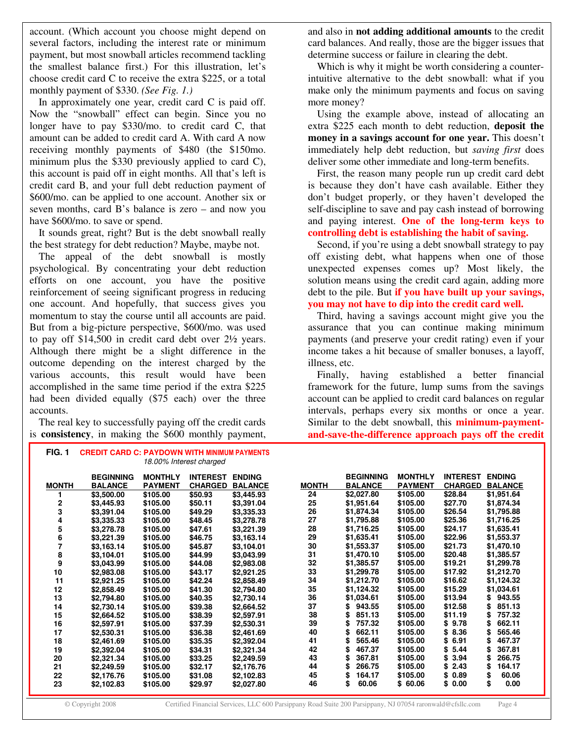account. (Which account you choose might depend on several factors, including the interest rate or minimum payment, but most snowball articles recommend tackling the smallest balance first.) For this illustration, let's choose credit card C to receive the extra $225, or a total monthly payment of $330. *(See Fig. 1.)*

In approximately one year, credit card C is paid off. Now the "snowball" effect can begin. Since you no longer have to pay $330/mo. to credit card C, that amount can be added to credit card A. With card A now receiving monthly payments of $480 (the $150mo. minimum plus the $330 previously applied to card C), this account is paid off in eight months. All that's left is credit card B, and your full debt reduction payment of $600/mo. can be applied to one account. Another six or seven months, card B's balance is zero – and now you have $600/mo. to save or spend.

It sounds great, right? But is the debt snowball really the best strategy for debt reduction? Maybe, maybe not.

The appeal of the debt snowball is mostly psychological. By concentrating your debt reduction efforts on one account, you have the positive reinforcement of seeing significant progress in reducing one account. And hopefully, that success gives you momentum to stay the course until all accounts are paid. But from a big-picture perspective, $600/mo. was used to pay off $14,500 in credit card debt over 2½ years. Although there might be a slight difference in the outcome depending on the interest charged by the various accounts, this result would have been accomplished in the same time period if the extra $225 had been divided equally ($75 each) over the three accounts.

The real key to successfully paying off the credit cards is **consistency**, in making the $600 monthly payment, and also in **not adding additional amounts** to the credit card balances. And really, those are the bigger issues that determine success or failure in clearing the debt.

Which is why it might be worth considering a counter-intuitive alternative to the debt snowball: what if you make only the minimum payments and focus on saving more money?

Using the example above, instead of allocating an extra $225 each month to debt reduction, **deposit the money in a savings account for one year.** This doesn't immediately help debt reduction, but *saving first* does deliver some other immediate and long-term benefits.

First, the reason many people run up credit card debt is because they don't have cash available. Either they don't budget properly, or they haven't developed the self-discipline to save and pay cash instead of borrowing and paying interest. **One of the long-term keys to controlling debt is establishing the habit of saving.**

Second, if you're using a debt snowball strategy to pay off existing debt, what happens when one of those unexpected expenses comes up? Most likely, the solution means using the credit card again, adding more debt to the pile. But **if you have built up your savings, you may not have to dip into the credit card well.**

Third, having a savings account might give you the assurance that you can continue making minimum payments (and preserve your credit rating) even if your income takes a hit because of smaller bonuses, a layoff, illness, etc.

Finally, having established a better financial framework for the future, lump sums from the savings account can be applied to credit card balances on regular intervals, perhaps every six months or once a year. Similar to the debt snowball, this **minimum-payment-and-save-the-difference approach pays off the credit**

**FIG. 1 CREDIT CARD C: PAYDOWN WITH MINIMUM PAYMENTS**
*18.00% Interest charged*

| MONTH | BEGINNING BALANCE | MONTHLY PAYMENT | INTEREST CHARGED | ENDING BALANCE |
|---|---|---|---|---|
| 1 | $3,500.00 | $105.00 | $50.93 | $3,445.93 |
| 2 | $3,445.93 | $105.00 | $50.11 | $3,391.04 |
| 3 | $3,391.04 | $105.00 | $49.29 | $3,335.33 |
| 4 | $3,335.33 | $105.00 | $48.45 | $3,278.78 |
| 5 | $3,278.78 | $105.00 | $47.61 | $3,221.39 |
| 6 | $3,221.39 | $105.00 | $46.75 | $3,163.14 |
| 7 | $3,163.14 | $105.00 | $45.87 | $3,104.01 |
| 8 | $3,104.01 | $105.00 | $44.99 | $3,043.99 |
| 9 | $3,043.99 | $105.00 | $44.08 | $2,983.08 |
| 10 | $2,983.08 | $105.00 | $43.17 | $2,921.25 |
| 11 | $2,921.25 | $105.00 | $42.24 | $2,858.49 |
| 12 | $2,858.49 | $105.00 | $41.30 | $2,794.80 |
| 13 | $2,794.80 | $105.00 | $40.35 | $2,730.14 |
| 14 | $2,730.14 | $105.00 | $39.38 | $2,664.52 |
| 15 | $2,664.52 | $105.00 | $38.39 | $2,597.91 |
| 16 | $2,597.91 | $105.00 | $37.39 | $2,530.31 |
| 17 | $2,530.31 | $105.00 | $36.38 | $2,461.69 |
| 18 | $2,461.69 | $105.00 | $35.35 | $2,392.04 |
| 19 | $2,392.04 | $105.00 | $34.31 | $2,321.34 |
| 20 | $2,321.34 | $105.00 | $33.25 | $2,249.59 |
| 21 | $2,249.59 | $105.00 | $32.17 | $2,176.76 |
| 22 | $2,176.76 | $105.00 | $31.08 | $2,102.83 |
| 23 | $2,102.83 | $105.00 | $29.97 | $2,027.80 |
| 24 | $2,027.80 | $105.00 | $28.84 | $1,951.64 |
| 25 | $1,951.64 | $105.00 | $27.70 | $1,874.34 |
| 26 | $1,874.34 | $105.00 | $26.54 | $1,795.88 |
| 27 | $1,795.88 | $105.00 | $25.36 | $1,716.25 |
| 28 | $1,716.25 | $105.00 | $24.17 | $1,635.41 |
| 29 | $1,635.41 | $105.00 | $22.96 | $1,553.37 |
| 30 | $1,553.37 | $105.00 | $21.73 | $1,470.10 |
| 31 | $1,470.10 | $105.00 | $20.48 | $1,385.57 |
| 32 | $1,385.57 | $105.00 | $19.21 | $1,299.78 |
| 33 | $1,299.78 | $105.00 | $17.92 | $1,212.70 |
| 34 | $1,212.70 | $105.00 | $16.62 | $1,124.32 |
| 35 | $1,124.32 | $105.00 | $15.29 | $1,034.61 |
| 36 | $1,034.61 | $105.00 | $13.94 | $ 943.55 |
| 37 | $ 943.55 | $105.00 | $12.58 | $ 851.13 |
| 38 | $ 851.13 | $105.00 | $11.19 | $ 757.32 |
| 39 | $ 757.32 | $105.00 | $ 9.78 | $ 662.11 |
| 40 | $ 662.11 | $105.00 | $ 8.36 | $ 565.46 |
| 41 | $ 565.46 | $105.00 | $ 6.91 | $ 467.37 |
| 42 | $ 467.37 | $105.00 | $ 5.44 | $ 367.81 |
| 43 | $ 367.81 | $105.00 | $ 3.94 | $ 266.75 |
| 44 | $ 266.75 | $105.00 | $ 2.43 | $ 164.17 |
| 45 | $ 164.17 | $105.00 | $ 0.89 | $ 60.06 |
| 46 | $ 60.06 | $ 60.06 | $ 0.00 | $ 0.00 |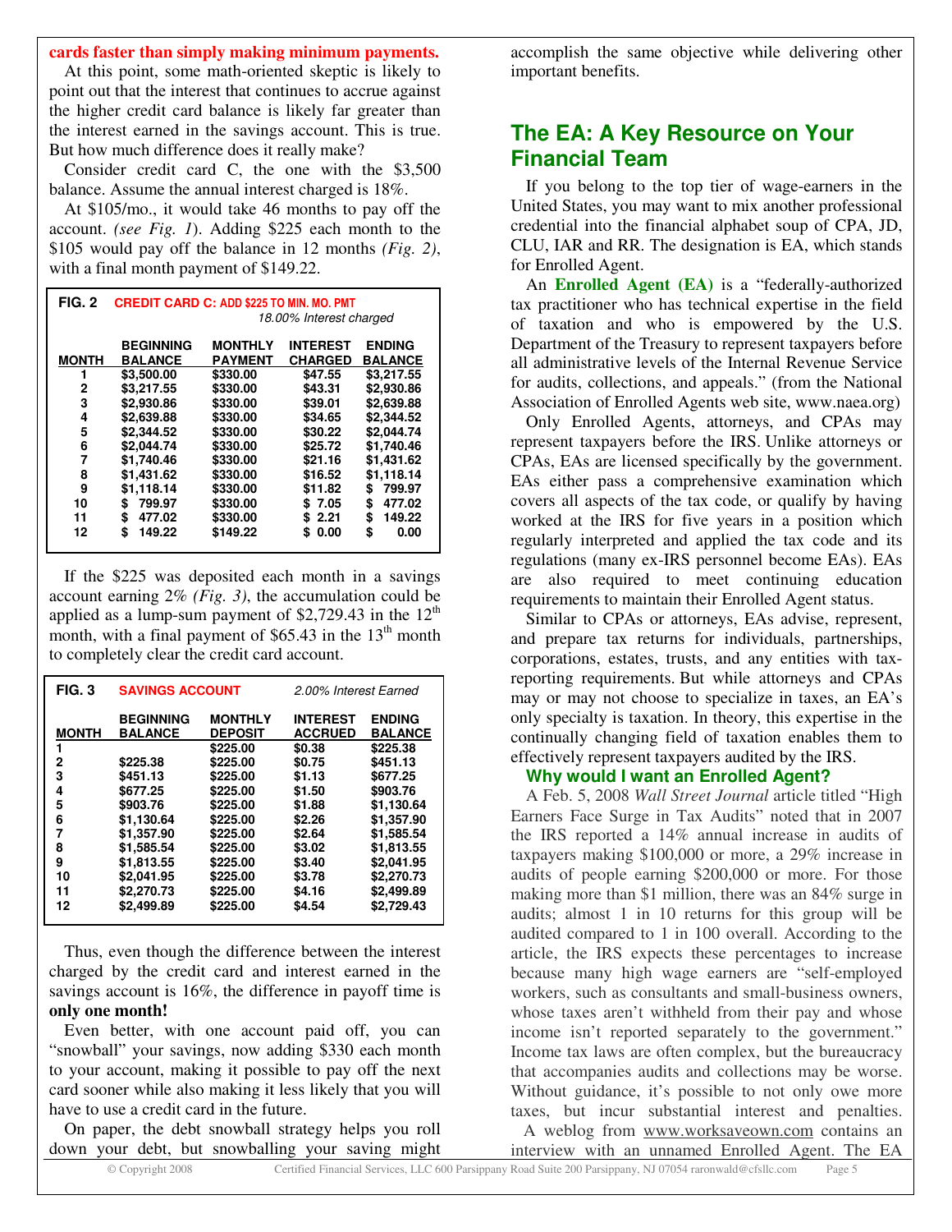**cards faster than simply making minimum payments.**

At this point, some math-oriented skeptic is likely to point out that the interest that continues to accrue against the higher credit card balance is likely far greater than the interest earned in the savings account. This is true. But how much difference does it really make?

Consider credit card C, the one with the $3,500 balance. Assume the annual interest charged is 18%.

At $105/mo., it would take 46 months to pay off the account. *(see Fig. 1)*. Adding $225 each month to the $105 would pay off the balance in 12 months *(Fig. 2)*, with a final month payment of $149.22.

**FIG. 2 CREDIT CARD C: ADD $225 TO MIN. MO. PMT** — *18.00% Interest charged*

| MONTH | BEGINNING BALANCE | MONTHLY PAYMENT | INTEREST CHARGED | ENDING BALANCE |
|---|---|---|---|---|
| 1 | $3,500.00 | $330.00 | $47.55 | $3,217.55 |
| 2 | $3,217.55 | $330.00 | $43.31 | $2,930.86 |
| 3 | $2,930.86 | $330.00 | $39.01 | $2,639.88 |
| 4 | $2,639.88 | $330.00 | $34.65 | $2,344.52 |
| 5 | $2,344.52 | $330.00 | $30.22 | $2,044.74 |
| 6 | $2,044.74 | $330.00 | $25.72 | $1,740.46 |
| 7 | $1,740.46 | $330.00 | $21.16 | $1,431.62 |
| 8 | $1,431.62 | $330.00 | $16.52 | $1,118.14 |
| 9 | $1,118.14 | $330.00 | $11.82 | $ 799.97 |
| 10 | $ 799.97 | $330.00 | $ 7.05 | $ 477.02 |
| 11 | $ 477.02 | $330.00 | $ 2.21 | $ 149.22 |
| 12 | $ 149.22 | $149.22 | $ 0.00 | $ 0.00 |

If the $225 was deposited each month in a savings account earning 2% *(Fig. 3)*, the accumulation could be applied as a lump-sum payment of $2,729.43 in the 12th month, with a final payment of $65.43 in the 13th month to completely clear the credit card account.

**FIG. 3 SAVINGS ACCOUNT** — *2.00% Interest Earned*

| MONTH | BEGINNING BALANCE | MONTHLY DEPOSIT | INTEREST ACCRUED | ENDING BALANCE |
|---|---|---|---|---|
| 1 | | $225.00 | $0.38 | $225.38 |
| 2 | $225.38 | $225.00 | $0.75 | $451.13 |
| 3 | $451.13 | $225.00 | $1.13 | $677.25 |
| 4 | $677.25 | $225.00 | $1.50 | $903.76 |
| 5 | $903.76 | $225.00 | $1.88 | $1,130.64 |
| 6 | $1,130.64 | $225.00 | $2.26 | $1,357.90 |
| 7 | $1,357.90 | $225.00 | $2.64 | $1,585.54 |
| 8 | $1,585.54 | $225.00 | $3.02 | $1,813.55 |
| 9 | $1,813.55 | $225.00 | $3.40 | $2,041.95 |
| 10 | $2,041.95 | $225.00 | $3.78 | $2,270.73 |
| 11 | $2,270.73 | $225.00 | $4.16 | $2,499.89 |
| 12 | $2,499.89 | $225.00 | $4.54 | $2,729.43 |

Thus, even though the difference between the interest charged by the credit card and interest earned in the savings account is 16%, the difference in payoff time is **only one month!**

Even better, with one account paid off, you can "snowball" your savings, now adding $330 each month to your account, making it possible to pay off the next card sooner while also making it less likely that you will have to use a credit card in the future.

On paper, the debt snowball strategy helps you roll down your debt, but snowballing your saving might accomplish the same objective while delivering other important benefits.

## The EA: A Key Resource on Your Financial Team

If you belong to the top tier of wage-earners in the United States, you may want to mix another professional credential into the financial alphabet soup of CPA, JD, CLU, IAR and RR. The designation is EA, which stands for Enrolled Agent.

An **Enrolled Agent (EA)** is a "federally-authorized tax practitioner who has technical expertise in the field of taxation and who is empowered by the U.S. Department of the Treasury to represent taxpayers before all administrative levels of the Internal Revenue Service for audits, collections, and appeals." (from the National Association of Enrolled Agents web site, www.naea.org)

Only Enrolled Agents, attorneys, and CPAs may represent taxpayers before the IRS. Unlike attorneys or CPAs, EAs are licensed specifically by the government. EAs either pass a comprehensive examination which covers all aspects of the tax code, or qualify by having worked at the IRS for five years in a position which regularly interpreted and applied the tax code and its regulations (many ex-IRS personnel become EAs). EAs are also required to meet continuing education requirements to maintain their Enrolled Agent status.

Similar to CPAs or attorneys, EAs advise, represent, and prepare tax returns for individuals, partnerships, corporations, estates, trusts, and any entities with tax-reporting requirements. But while attorneys and CPAs may or may not choose to specialize in taxes, an EA's only specialty is taxation. In theory, this expertise in the continually changing field of taxation enables them to effectively represent taxpayers audited by the IRS.

### Why would I want an Enrolled Agent?

A Feb. 5, 2008 *Wall Street Journal* article titled "High Earners Face Surge in Tax Audits" noted that in 2007 the IRS reported a 14% annual increase in audits of taxpayers making $100,000 or more, a 29% increase in audits of people earning $200,000 or more. For those making more than $1 million, there was an 84% surge in audits; almost 1 in 10 returns for this group will be audited compared to 1 in 100 overall. According to the article, the IRS expects these percentages to increase because many high wage earners are "self-employed workers, such as consultants and small-business owners, whose taxes aren't withheld from their pay and whose income isn't reported separately to the government." Income tax laws are often complex, but the bureaucracy that accompanies audits and collections may be worse. Without guidance, it's possible to not only owe more taxes, but incur substantial interest and penalties.

A weblog from www.worksaveown.com contains an interview with an unnamed Enrolled Agent. The EA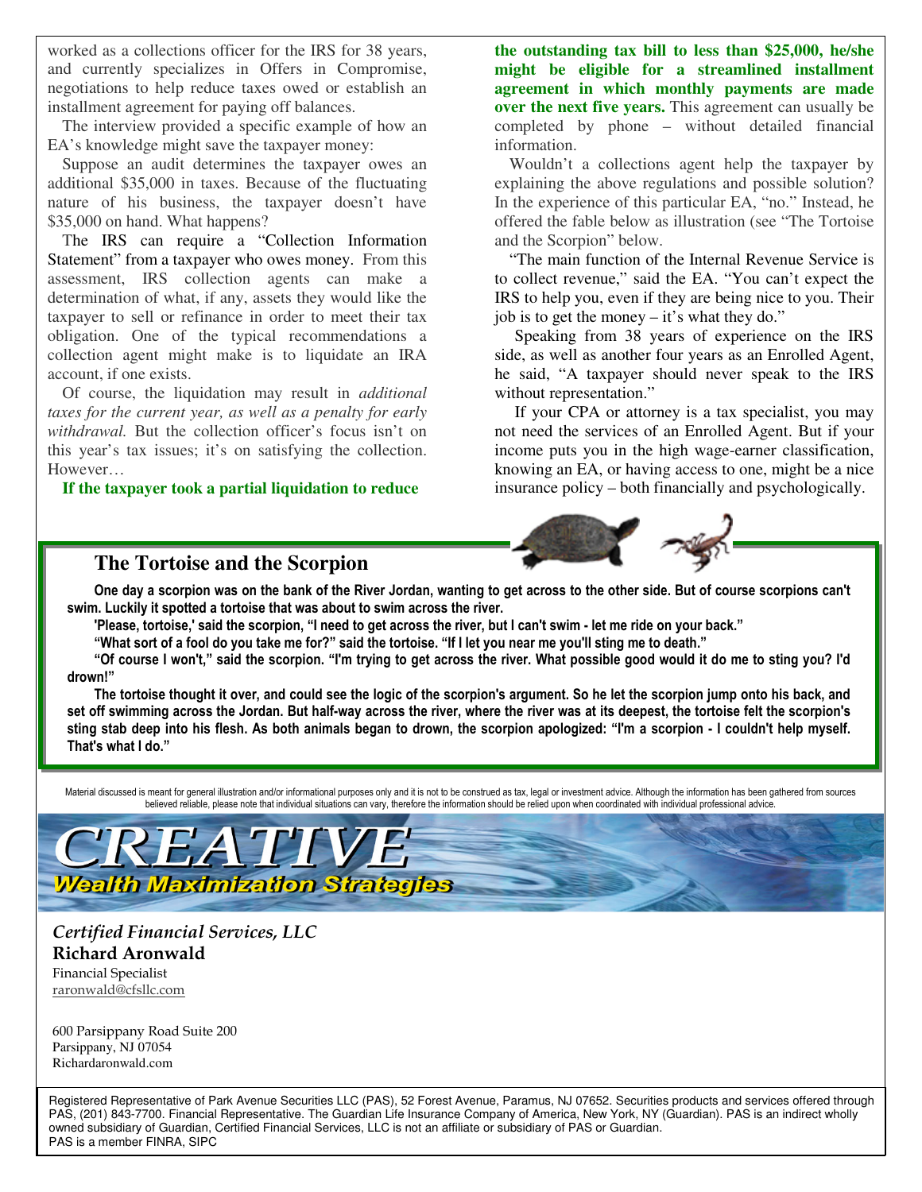worked as a collections officer for the IRS for 38 years, and currently specializes in Offers in Compromise, negotiations to help reduce taxes owed or establish an installment agreement for paying off balances.

The interview provided a specific example of how an EA's knowledge might save the taxpayer money:

Suppose an audit determines the taxpayer owes an additional $35,000 in taxes. Because of the fluctuating nature of his business, the taxpayer doesn't have $35,000 on hand. What happens?

The IRS can require a "Collection Information Statement" from a taxpayer who owes money. From this assessment, IRS collection agents can make a determination of what, if any, assets they would like the taxpayer to sell or refinance in order to meet their tax obligation. One of the typical recommendations a collection agent might make is to liquidate an IRA account, if one exists.

Of course, the liquidation may result in *additional taxes for the current year, as well as a penalty for early withdrawal.* But the collection officer's focus isn't on this year's tax issues; it's on satisfying the collection. However…

**If the taxpayer took a partial liquidation to reduce the outstanding tax bill to less than $25,000, he/she might be eligible for a streamlined installment agreement in which monthly payments are made over the next five years.** This agreement can usually be completed by phone – without detailed financial information.

Wouldn't a collections agent help the taxpayer by explaining the above regulations and possible solution? In the experience of this particular EA, "no." Instead, he offered the fable below as illustration (see "The Tortoise and the Scorpion" below.

"The main function of the Internal Revenue Service is to collect revenue," said the EA. "You can't expect the IRS to help you, even if they are being nice to you. Their job is to get the money – it's what they do."

Speaking from 38 years of experience on the IRS side, as well as another four years as an Enrolled Agent, he said, "A taxpayer should never speak to the IRS without representation."

If your CPA or attorney is a tax specialist, you may not need the services of an Enrolled Agent. But if your income puts you in the high wage-earner classification, knowing an EA, or having access to one, might be a nice insurance policy – both financially and psychologically.

## The Tortoise and the Scorpion

**One day a scorpion was on the bank of the River Jordan, wanting to get across to the other side. But of course scorpions can't swim. Luckily it spotted a tortoise that was about to swim across the river.**

**'Please, tortoise,' said the scorpion, "I need to get across the river, but I can't swim - let me ride on your back."**

**"What sort of a fool do you take me for?" said the tortoise. "If I let you near me you'll sting me to death."**

**"Of course I won't," said the scorpion. "I'm trying to get across the river. What possible good would it do me to sting you? I'd drown!"**

**The tortoise thought it over, and could see the logic of the scorpion's argument. So he let the scorpion jump onto his back, and set off swimming across the Jordan. But half-way across the river, where the river was at its deepest, the tortoise felt the scorpion's sting stab deep into his flesh. As both animals began to drown, the scorpion apologized: "I'm a scorpion - I couldn't help myself. That's what I do."**

Material discussed is meant for general illustration and/or informational purposes only and it is not to be construed as tax, legal or investment advice. Although the information has been gathered from sources believed reliable, please note that individual situations can vary, therefore the information should be relied upon when coordinated with individual professional advice.

**CREATIVE**
**Wealth Maximization Strategies**

*Certified Financial Services, LLC*
**Richard Aronwald**
Financial Specialist
raronwald@cfsllc.com

600 Parsippany Road Suite 200
Parsippany, NJ 07054
Richardaronwald.com

Registered Representative of Park Avenue Securities LLC (PAS), 52 Forest Avenue, Paramus, NJ 07652. Securities products and services offered through PAS, (201) 843-7700. Financial Representative. The Guardian Life Insurance Company of America, New York, NY (Guardian). PAS is an indirect wholly owned subsidiary of Guardian, Certified Financial Services, LLC is not an affiliate or subsidiary of PAS or Guardian.
PAS is a member FINRA, SIPC